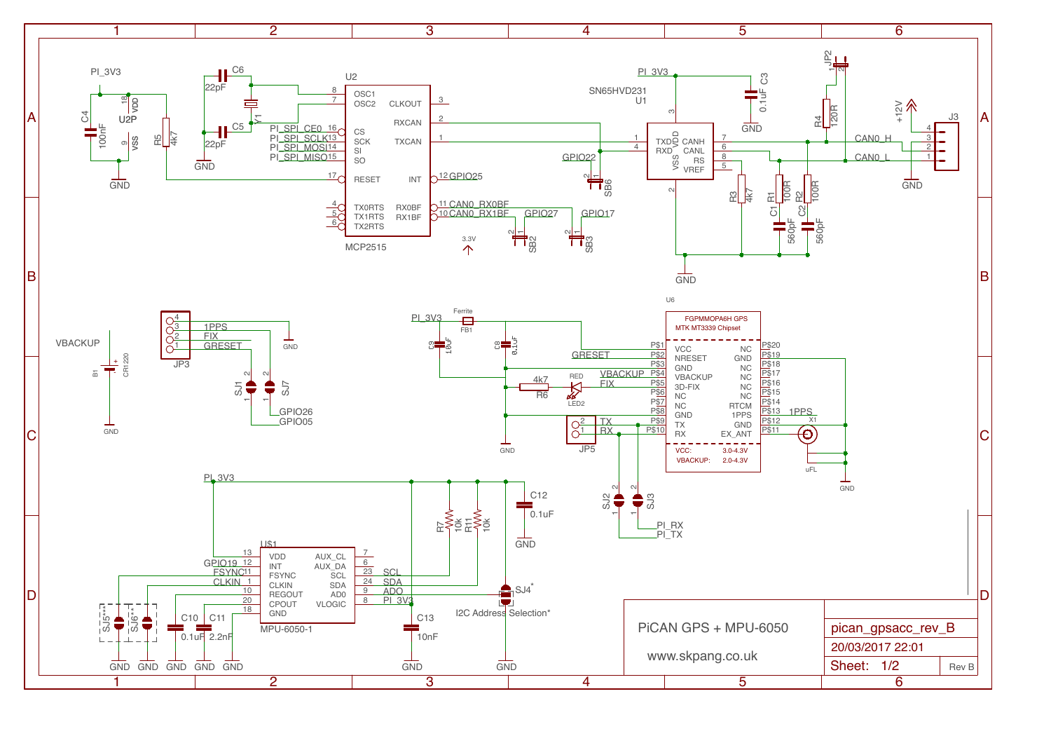# PiCAN GPS + MPU-6050

www.skpang.co.uk

| | |
|---|---|
| pican_gpsacc_rev_B | |
| 20/03/2017 22:01 | |
| Sheet: 1/2 | Rev B |

PI_3V3

C4 100nF

U2P VDD 18 VSS 9

R5 4k7

C6 22pF

C5 22pF

Y1

GND

U2 MCP2515

OSC1 8, OSC2 7, CS 16, SCK 13, SI 14, SO 15, RESET 17, TX0RTS 4, TX1RTS 5, TX2RTS 6, CLKOUT 3, RXCAN 2, TXCAN 1, INT 12, RX0BF 11, RX1BF 10

PI_SPI_CE0, PI_SPI_SCLK, PI_SPI_MOSI, PI_SPI_MISO

GPIO25, CAN0_RX0BF, CAN0_RX1BF, GPIO27, GPIO17, GPIO22

SB2, SB3, SB6

3.3V

SN65HVD231 U1

TXD, RXD, VDD 3, VSS 2, CANH 7, CANL 6, RS 8, VREF 5

C3 0.1uF

R3 4k7, R1 100R, R2 100R, C1 560pF, C2 560pF

R4 120R, JP2

+12V, J3

CAN0_H, CAN0_L

GND

JP3

1PPS, FIX, GRESET

SJ1, SJ7

GPIO26, GPIO05

VBACKUP

B1 CR1220

U6

FGPMMOPA6H GPS

MTK MT3339 Chipset

VCC P$1, NRESET P$2, GND P$3, VBACKUP P$4, 3D-FIX P$5, NC P$6, NC P$7, GND P$8, TX P$9, RX P$10

NC P$20, GND P$19, NC P$18, NC P$17, NC P$16, NC P$15, RTCM P$14, 1PPS P$13, GND P$12, EX_ANT P$11

VCC: 3.0-4.3V

VBACKUP: 2.0-4.3V

PI_3V3, Ferrite FB1

C9 10uF, C8 0.1uF

GRESET, VBACKUP, FIX, TX, RX

R6 4k7

RED LED2

JP5

SJ2, SJ3

PI_RX, PI_TX

1PPS, X1, uFL

U$1 MPU-6050-1

VDD 13, INT 12, FSYNC 11, CLKIN 1, REGOUT 10, CPOUT 20, GND 18

AUX_CL 7, AUX_DA 6, SCL 23, SDA 24, AD0 9, VLOGIC 8

GPIO19, FSYNC, CLKIN

SJ5***, SJ6**

C10 0.1uF, C11 2.2nF

R7 10k, R11 10k

C12 0.1uF

SCL, SDA, ADO, PI_3V3

C13 10nF

SJ4*

I2C Address Selection*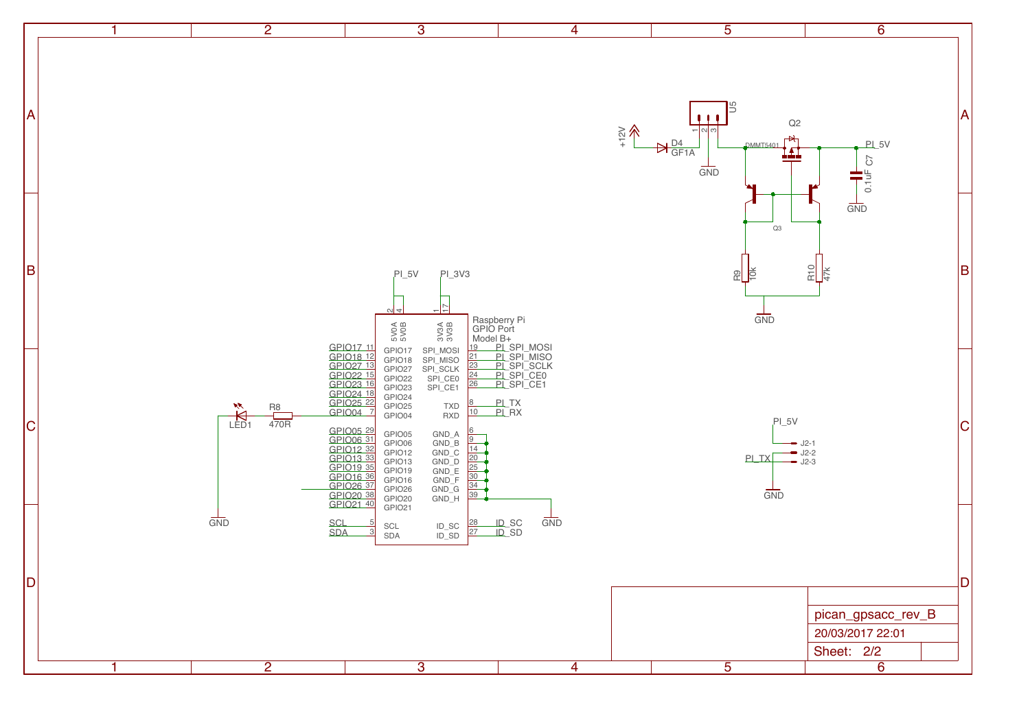1 2 3 4 5 6

A B C D

U5

1 2 3

+12V

D4
GF1A

GND

Q2

DMMT5401

PI_5V

C7
0.1uF

GND

Q3

R9
10k

R10
47k

GND

PI_5V

PI_3V3

2 4

1 17

5V0A
5V0B

3V3A
3V3B

Raspberry Pi
GPIO Port
Model B+

| | | | | | | |
|---|---|---|---|---|---|---|
| GPIO17 | 11 | GPIO17 | SPI_MOSI | 19 | PI_SPI_MOSI |
| GPIO18 | 12 | GPIO18 | SPI_MISO | 21 | PI_SPI_MISO |
| GPIO27 | 13 | GPIO27 | SPI_SCLK | 23 | PI_SPI_SCLK |
| GPIO22 | 15 | GPIO22 | SPI_CE0 | 24 | PI_SPI_CE0 |
| GPIO23 | 16 | GPIO23 | SPI_CE1 | 26 | PI_SPI_CE1 |
| GPIO24 | 18 | GPIO24 | | | |
| GPIO25 | 22 | GPIO25 | TXD | 8 | PI_TX |
| GPIO04 | 7 | GPIO04 | RXD | 10 | PI_RX |
| GPIO05 | 29 | GPIO05 | GND_A | 6 | |
| GPIO06 | 31 | GPIO06 | GND_B | 9 | |
| GPIO12 | 32 | GPIO12 | GND_C | 14 | |
| GPIO13 | 33 | GPIO13 | GND_D | 20 | |
| GPIO19 | 35 | GPIO19 | GND_E | 25 | |
| GPIO16 | 36 | GPIO16 | GND_F | 30 | |
| GPIO26 | 37 | GPIO26 | GND_G | 34 | |
| GPIO20 | 38 | GPIO20 | GND_H | 39 | |
| GPIO21 | 40 | GPIO21 | | | |
| SCL | 5 | SCL | ID_SC | 28 | ID_SC |
| SDA | 3 | SDA | ID_SD | 27 | ID_SD |

LED1

R8
470R

GND

GND

PI_5V

J2-1
J2-2
J2-3

PI_TX

GND

pican_gpsacc_rev_B

20/03/2017 22:01

Sheet: 2/2